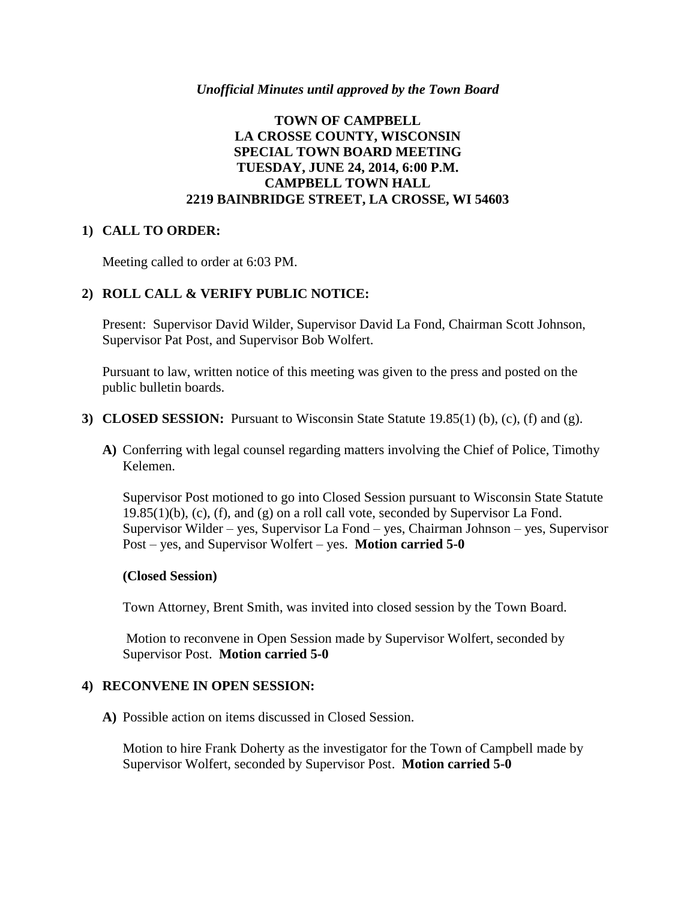*Unofficial Minutes until approved by the Town Board*

# TOWN OF CAMPBELL
# LA CROSSE COUNTY, WISCONSIN
# SPECIAL TOWN BOARD MEETING
# TUESDAY, JUNE 24, 2014, 6:00 P.M.
# CAMPBELL TOWN HALL
# 2219 BAINBRIDGE STREET, LA CROSSE, WI 54603

## 1) CALL TO ORDER:

Meeting called to order at 6:03 PM.

## 2) ROLL CALL & VERIFY PUBLIC NOTICE:

Present: Supervisor David Wilder, Supervisor David La Fond, Chairman Scott Johnson, Supervisor Pat Post, and Supervisor Bob Wolfert.

Pursuant to law, written notice of this meeting was given to the press and posted on the public bulletin boards.

## 3) CLOSED SESSION: Pursuant to Wisconsin State Statute 19.85(1) (b), (c), (f) and (g).

**A)** Conferring with legal counsel regarding matters involving the Chief of Police, Timothy Kelemen.

Supervisor Post motioned to go into Closed Session pursuant to Wisconsin State Statute 19.85(1)(b), (c), (f), and (g) on a roll call vote, seconded by Supervisor La Fond. Supervisor Wilder – yes, Supervisor La Fond – yes, Chairman Johnson – yes, Supervisor Post – yes, and Supervisor Wolfert – yes. **Motion carried 5-0**

**(Closed Session)**

Town Attorney, Brent Smith, was invited into closed session by the Town Board.

Motion to reconvene in Open Session made by Supervisor Wolfert, seconded by Supervisor Post. **Motion carried 5-0**

## 4) RECONVENE IN OPEN SESSION:

**A)** Possible action on items discussed in Closed Session.

Motion to hire Frank Doherty as the investigator for the Town of Campbell made by Supervisor Wolfert, seconded by Supervisor Post. **Motion carried 5-0**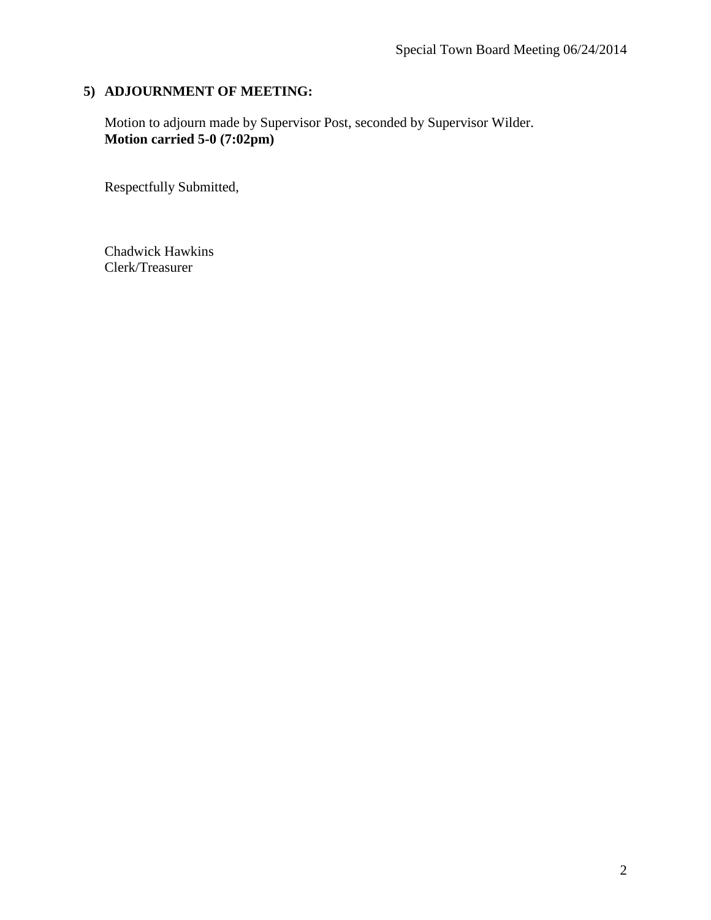## 5) ADJOURNMENT OF MEETING:

Motion to adjourn made by Supervisor Post, seconded by Supervisor Wilder.
**Motion carried 5-0 (7:02pm)**

Respectfully Submitted,

Chadwick Hawkins
Clerk/Treasurer